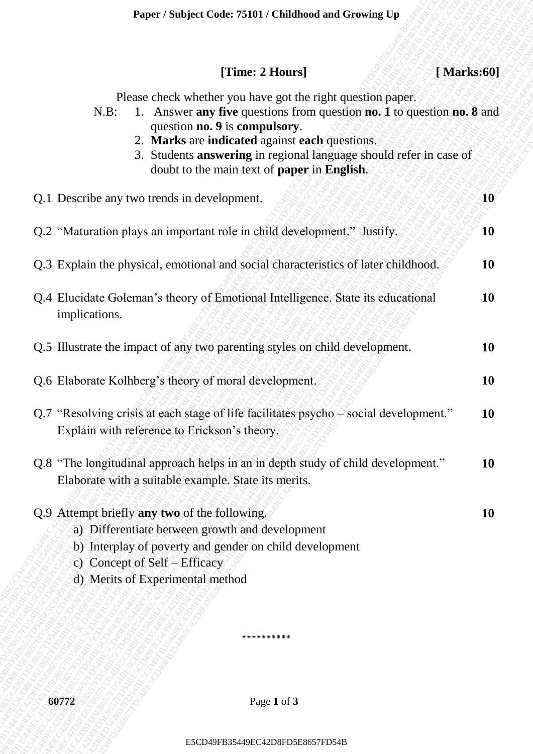**Paper / Subject Code: 75101 / Childhood and Growing Up**

**[Time: 2 Hours]** **[ Marks:60]**

Please check whether you have got the right question paper.

N.B:
1. Answer **any five** questions from question **no. 1** to question **no. 8** and question **no. 9** is **compulsory**.
2. **Marks** are **indicated** against **each** questions.
3. Students **answering** in regional language should refer in case of doubt to the main text of **paper** in **English**.

Q.1 Describe any two trends in development. **10**

Q.2 "Maturation plays an important role in child development." Justify. **10**

Q.3 Explain the physical, emotional and social characteristics of later childhood. **10**

Q.4 Elucidate Goleman's theory of Emotional Intelligence. State its educational implications. **10**

Q.5 Illustrate the impact of any two parenting styles on child development. **10**

Q.6 Elaborate Kolhberg's theory of moral development. **10**

Q.7 "Resolving crisis at each stage of life facilitates psycho – social development." Explain with reference to Erickson's theory. **10**

Q.8 "The longitudinal approach helps in an in depth study of child development." Elaborate with a suitable example. State its merits. **10**

Q.9 Attempt briefly **any two** of the following. **10**

a) Differentiate between growth and development
b) Interplay of poverty and gender on child development
c) Concept of Self – Efficacy
d) Merits of Experimental method

**********

60772

E5CD49FB35449EC42D8FD5E8657FD54B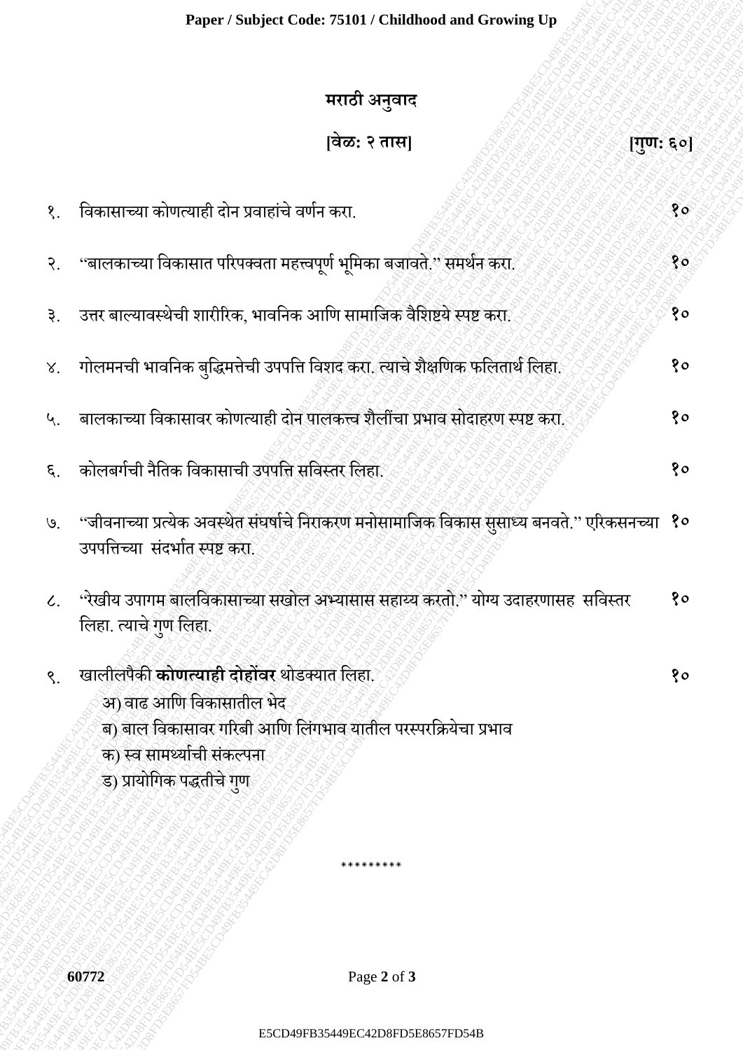# मराठी अनुवाद

**[वेळ: २ तास]** **[गुण: ६०]**

१. विकासाच्या कोणत्याही दोन प्रवाहांचे वर्णन करा. **१०**

२. "बालकाच्या विकासात परिपक्वता महत्त्वपूर्ण भूमिका बजावते." समर्थन करा. **१०**

३. उत्तर बाल्यावस्थेची शारीरिक, भावनिक आणि सामाजिक वैशिष्ट्ये स्पष्ट करा. **१०**

४. गोलमनची भावनिक बुद्धिमत्तेची उपपत्ति विशद करा. त्याचे शैक्षणिक फलितार्थ लिहा. **१०**

५. बालकाच्या विकासावर कोणत्याही दोन पालकत्त्व शैलींचा प्रभाव सोदाहरण स्पष्ट करा. **१०**

६. कोलबर्गची नैतिक विकासाची उपपत्ति सविस्तर लिहा. **१०**

७. "जीवनाच्या प्रत्येक अवस्थेत संघर्षाचे निराकरण मनोसामाजिक विकास सुसाध्य बनवते." एरिकसनच्या उपपत्तिच्या संदर्भात स्पष्ट करा. **१०**

८. "रेखीय उपागम बालविकासाच्या सखोल अभ्यासास सहाय्य करतो." योग्य उदाहरणासह सविस्तर लिहा. त्याचे गुण लिहा. **१०**

९. खालीलपैकी **कोणत्याही दोहोंवर** थोडक्यात लिहा. **१०**

अ) वाढ आणि विकासातील भेद

ब) बाल विकासावर गरिबी आणि लिंगभाव यातील परस्परक्रियेचा प्रभाव

क) स्व सामर्थ्याची संकल्पना

ड) प्रायोगिक पद्धतीचे गुण

*********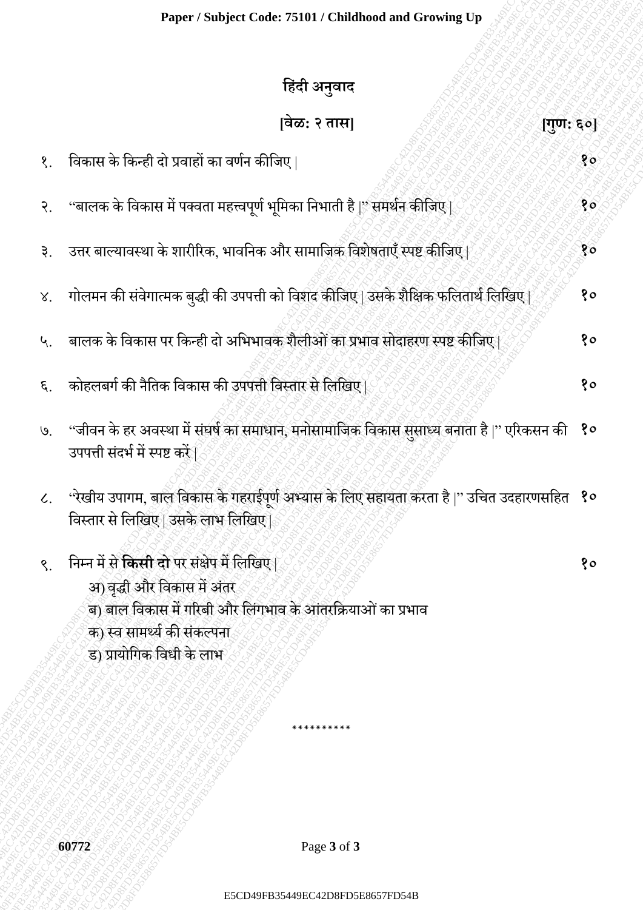## हिंदी अनुवाद

**[वेळ: २ तास]** **[गुण: ६०]**

१. विकास के किन्ही दो प्रवाहों का वर्णन कीजिए | **१०**

२. "बालक के विकास में पक्वता महत्त्वपूर्ण भूमिका निभाती है |" समर्थन कीजिए | **१०**

३. उत्तर बाल्यावस्था के शारीरिक, भावनिक और सामाजिक विशेषताएँ स्पष्ट कीजिए | **१०**

४. गोलमन की संवेगात्मक बुद्धी की उपपत्ती को विशद कीजिए | उसके शैक्षिक फलितार्थ लिखिए | **१०**

५. बालक के विकास पर किन्ही दो अभिभावक शैलीओं का प्रभाव सोदाहरण स्पष्ट कीजिए | **१०**

६. कोहलबर्ग की नैतिक विकास की उपपत्ती विस्तार से लिखिए | **१०**

७. "जीवन के हर अवस्था में संघर्ष का समाधान, मनोसामाजिक विकास सुसाध्य बनाता है |" एरिकसन की उपपत्ती संदर्भ में स्पष्ट करें | **१०**

८. "रेखीय उपागम, बाल विकास के गहराईपूर्ण अभ्यास के लिए सहायता करता है |" उचित उदाहरणसहित विस्तार से लिखिए | उसके लाभ लिखिए | **१०**

९. निम्न में से **किसी दो** पर संक्षेप में लिखिए | **१०**

अ) वृद्धी और विकास में अंतर
ब) बाल विकास में गरिबी और लिंगभाव के आंतरक्रियाओं का प्रभाव
क) स्व सामर्थ्य की संकल्पना
ड) प्रायोगिक विधी के लाभ

**********